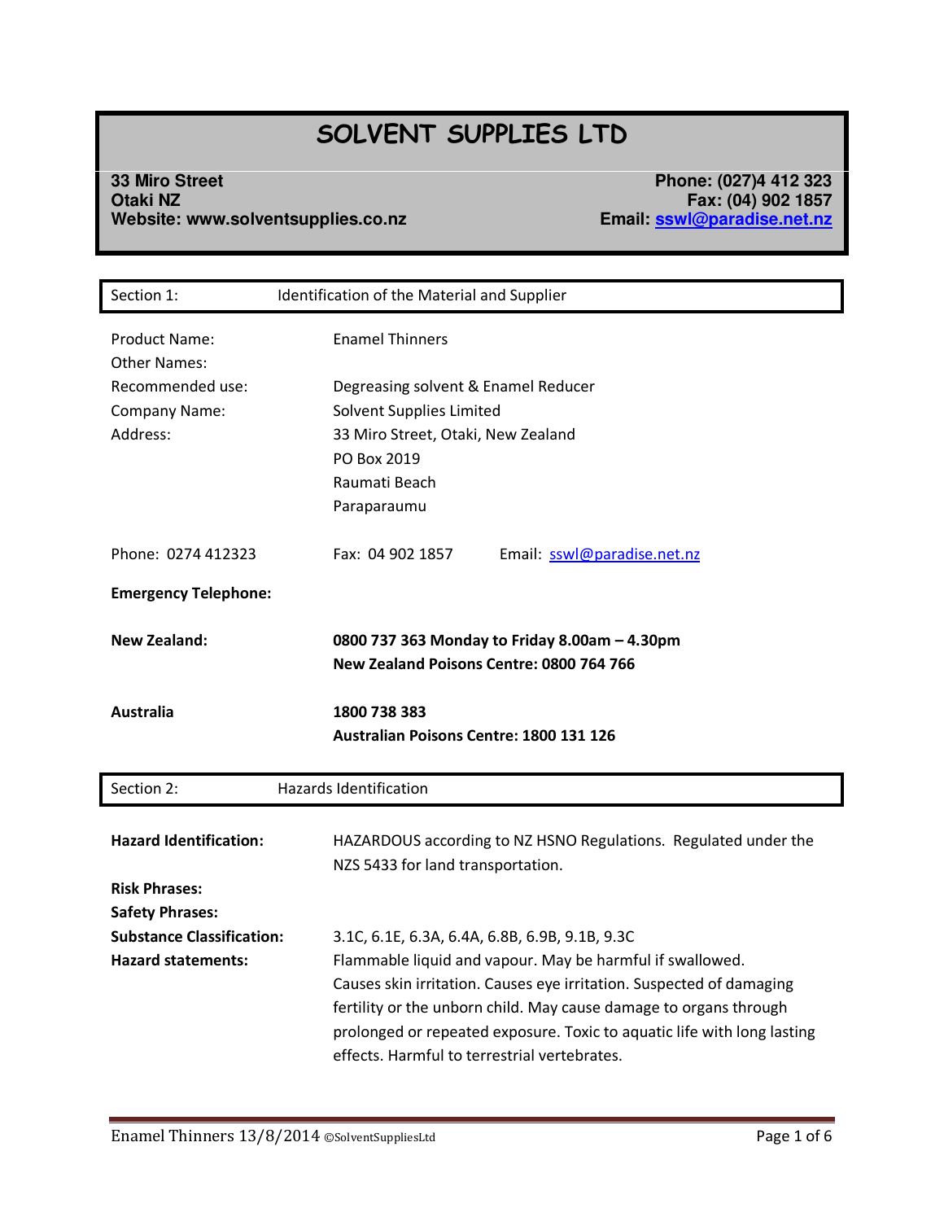# SOLVENT SUPPLIES LTD

**33 Miro Street**
**Otaki NZ**
**Website: www.solventsupplies.co.nz**

**Phone: (027)4 412 323**
**Fax: (04) 902 1857**
**Email: sswl@paradise.net.nz**

## Section 1: Identification of the Material and Supplier

| | |
|---|---|
| Product Name: | Enamel Thinners |
| Other Names: | |
| Recommended use: | Degreasing solvent & Enamel Reducer |
| Company Name: | Solvent Supplies Limited |
| Address: | 33 Miro Street, Otaki, New Zealand<br>PO Box 2019<br>Raumati Beach<br>Paraparaumu |

Phone: 0274 412323 Fax: 04 902 1857 Email: sswl@paradise.net.nz

**Emergency Telephone:**

| | |
|---|---|
| **New Zealand:** | **0800 737 363 Monday to Friday 8.00am – 4.30pm**<br>**New Zealand Poisons Centre: 0800 764 766** |
| **Australia** | **1800 738 383**<br>**Australian Poisons Centre: 1800 131 126** |

## Section 2: Hazards Identification

| | |
|---|---|
| **Hazard Identification:** | HAZARDOUS according to NZ HSNO Regulations. Regulated under the NZS 5433 for land transportation. |
| **Risk Phrases:** | |
| **Safety Phrases:** | |
| **Substance Classification:** | 3.1C, 6.1E, 6.3A, 6.4A, 6.8B, 6.9B, 9.1B, 9.3C |
| **Hazard statements:** | Flammable liquid and vapour. May be harmful if swallowed. Causes skin irritation. Causes eye irritation. Suspected of damaging fertility or the unborn child. May cause damage to organs through prolonged or repeated exposure. Toxic to aquatic life with long lasting effects. Harmful to terrestrial vertebrates. |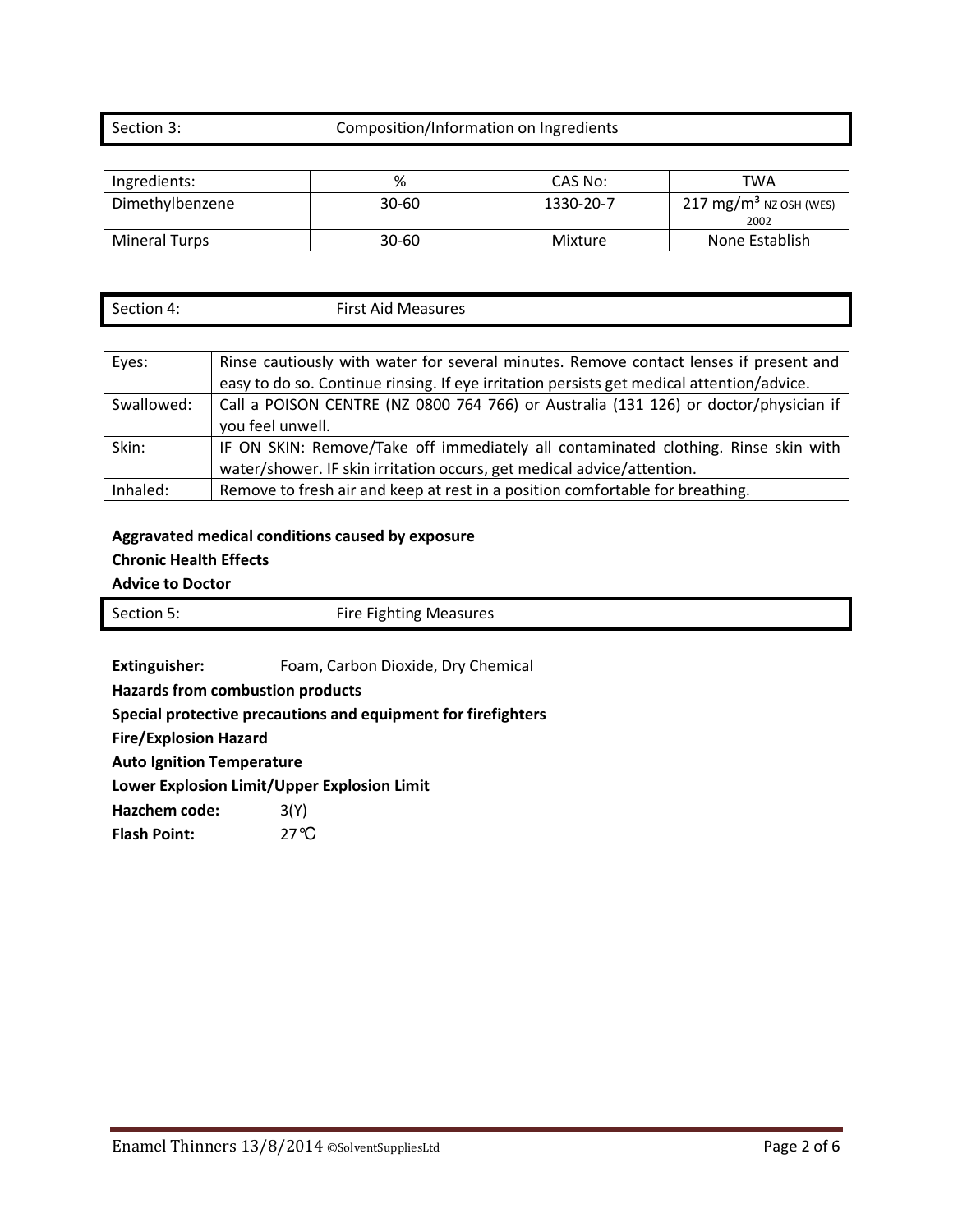## Section 3: Composition/Information on Ingredients

| Ingredients: | % | CAS No: | TWA |
|---|---|---|---|
| Dimethylbenzene | 30-60 | 1330-20-7 | 217 $mg/m^3$ NZ OSH (WES) 2002 |
| Mineral Turps | 30-60 | Mixture | None Establish |

## Section 4: First Aid Measures

| | |
|---|---|
| Eyes: | Rinse cautiously with water for several minutes. Remove contact lenses if present and easy to do so. Continue rinsing. If eye irritation persists get medical attention/advice. |
| Swallowed: | Call a POISON CENTRE (NZ 0800 764 766) or Australia (131 126) or doctor/physician if you feel unwell. |
| Skin: | IF ON SKIN: Remove/Take off immediately all contaminated clothing. Rinse skin with water/shower. IF skin irritation occurs, get medical advice/attention. |
| Inhaled: | Remove to fresh air and keep at rest in a position comfortable for breathing. |

**Aggravated medical conditions caused by exposure**

**Chronic Health Effects**

**Advice to Doctor**

## Section 5: Fire Fighting Measures

**Extinguisher:** Foam, Carbon Dioxide, Dry Chemical

**Hazards from combustion products**

**Special protective precautions and equipment for firefighters**

**Fire/Explosion Hazard**

**Auto Ignition Temperature**

**Lower Explosion Limit/Upper Explosion Limit**

**Hazchem code:** 3(Y)

**Flash Point:** 27℃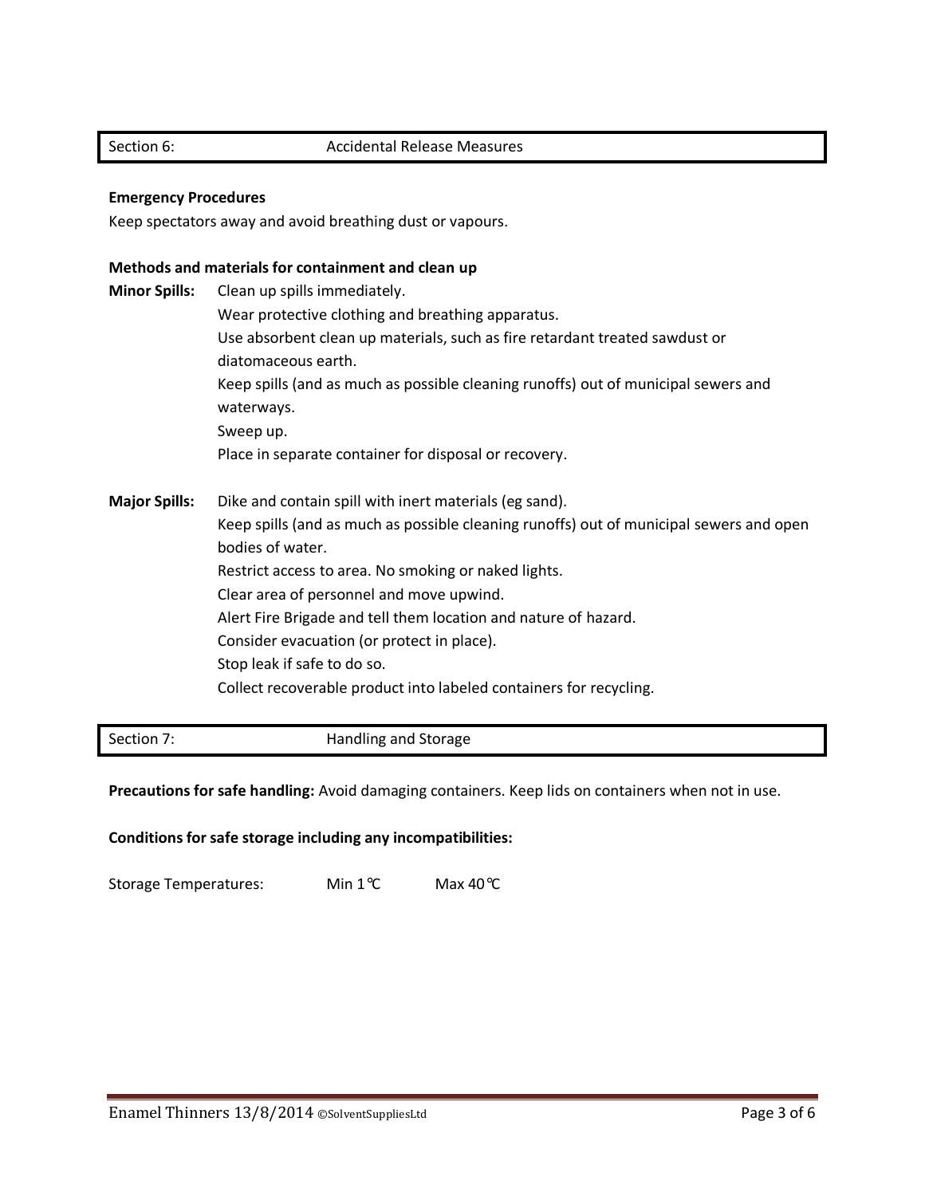## Section 6: Accidental Release Measures

**Emergency Procedures**

Keep spectators away and avoid breathing dust or vapours.

**Methods and materials for containment and clean up**

**Minor Spills:**

Clean up spills immediately.
Wear protective clothing and breathing apparatus.
Use absorbent clean up materials, such as fire retardant treated sawdust or diatomaceous earth.
Keep spills (and as much as possible cleaning runoffs) out of municipal sewers and waterways.
Sweep up.
Place in separate container for disposal or recovery.

**Major Spills:**

Dike and contain spill with inert materials (eg sand).
Keep spills (and as much as possible cleaning runoffs) out of municipal sewers and open bodies of water.
Restrict access to area. No smoking or naked lights.
Clear area of personnel and move upwind.
Alert Fire Brigade and tell them location and nature of hazard.
Consider evacuation (or protect in place).
Stop leak if safe to do so.
Collect recoverable product into labeled containers for recycling.

## Section 7: Handling and Storage

**Precautions for safe handling:** Avoid damaging containers. Keep lids on containers when not in use.

**Conditions for safe storage including any incompatibilities:**

Storage Temperatures: Min 1℃ Max 40℃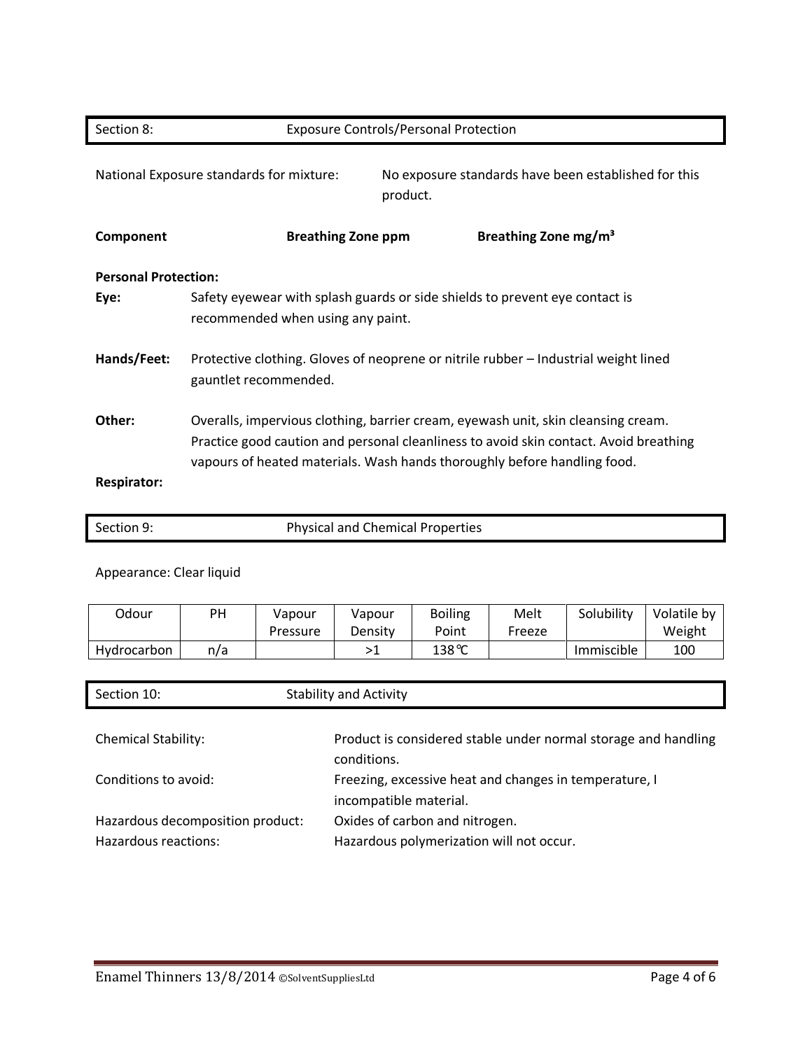## Section 8: Exposure Controls/Personal Protection

National Exposure standards for mixture: No exposure standards have been established for this product.

| **Component** | **Breathing Zone ppm** | **Breathing Zone mg/m³** |
|---|---|---|

**Personal Protection:**

**Eye:** Safety eyewear with splash guards or side shields to prevent eye contact is recommended when using any paint.

**Hands/Feet:** Protective clothing. Gloves of neoprene or nitrile rubber – Industrial weight lined gauntlet recommended.

**Other:** Overalls, impervious clothing, barrier cream, eyewash unit, skin cleansing cream. Practice good caution and personal cleanliness to avoid skin contact. Avoid breathing vapours of heated materials. Wash hands thoroughly before handling food.

**Respirator:**

## Section 9: Physical and Chemical Properties

Appearance: Clear liquid

| Odour | PH | Vapour Pressure | Vapour Density | Boiling Point | Melt Freeze | Solubility | Volatile by Weight |
|---|---|---|---|---|---|---|---|
| Hydrocarbon | n/a | | >1 | 138℃ | | Immiscible | 100 |

## Section 10: Stability and Activity

Chemical Stability: Product is considered stable under normal storage and handling conditions.

Conditions to avoid: Freezing, excessive heat and changes in temperature, I incompatible material.

Hazardous decomposition product: Oxides of carbon and nitrogen.

Hazardous reactions: Hazardous polymerization will not occur.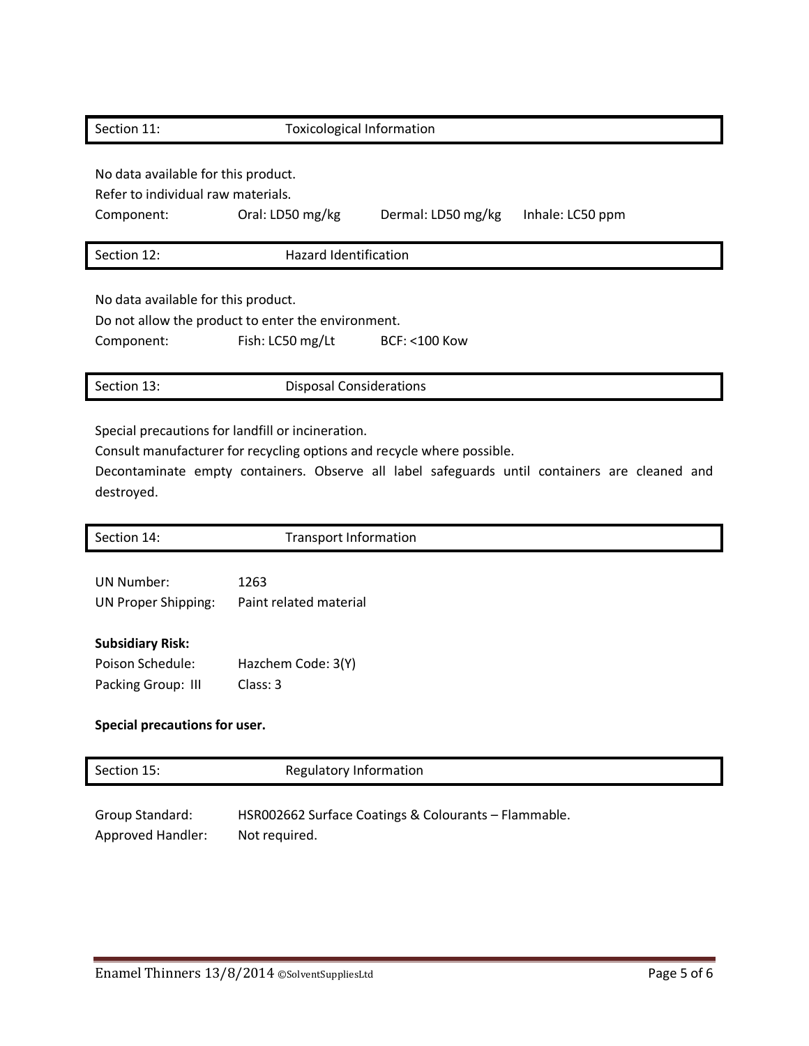## Section 11: Toxicological Information

No data available for this product.
Refer to individual raw materials.

| Component: | Oral: LD50 mg/kg | Dermal: LD50 mg/kg | Inhale: LC50 ppm |
|---|---|---|---|

## Section 12: Hazard Identification

No data available for this product.
Do not allow the product to enter the environment.

| Component: | Fish: LC50 mg/Lt | BCF: <100 Kow |
|---|---|---|

## Section 13: Disposal Considerations

Special precautions for landfill or incineration.
Consult manufacturer for recycling options and recycle where possible.
Decontaminate empty containers. Observe all label safeguards until containers are cleaned and destroyed.

## Section 14: Transport Information

UN Number: 1263
UN Proper Shipping: Paint related material

**Subsidiary Risk:**
Poison Schedule: Hazchem Code: 3(Y)
Packing Group: III Class: 3

**Special precautions for user.**

## Section 15: Regulatory Information

Group Standard: HSR002662 Surface Coatings & Colourants – Flammable.
Approved Handler: Not required.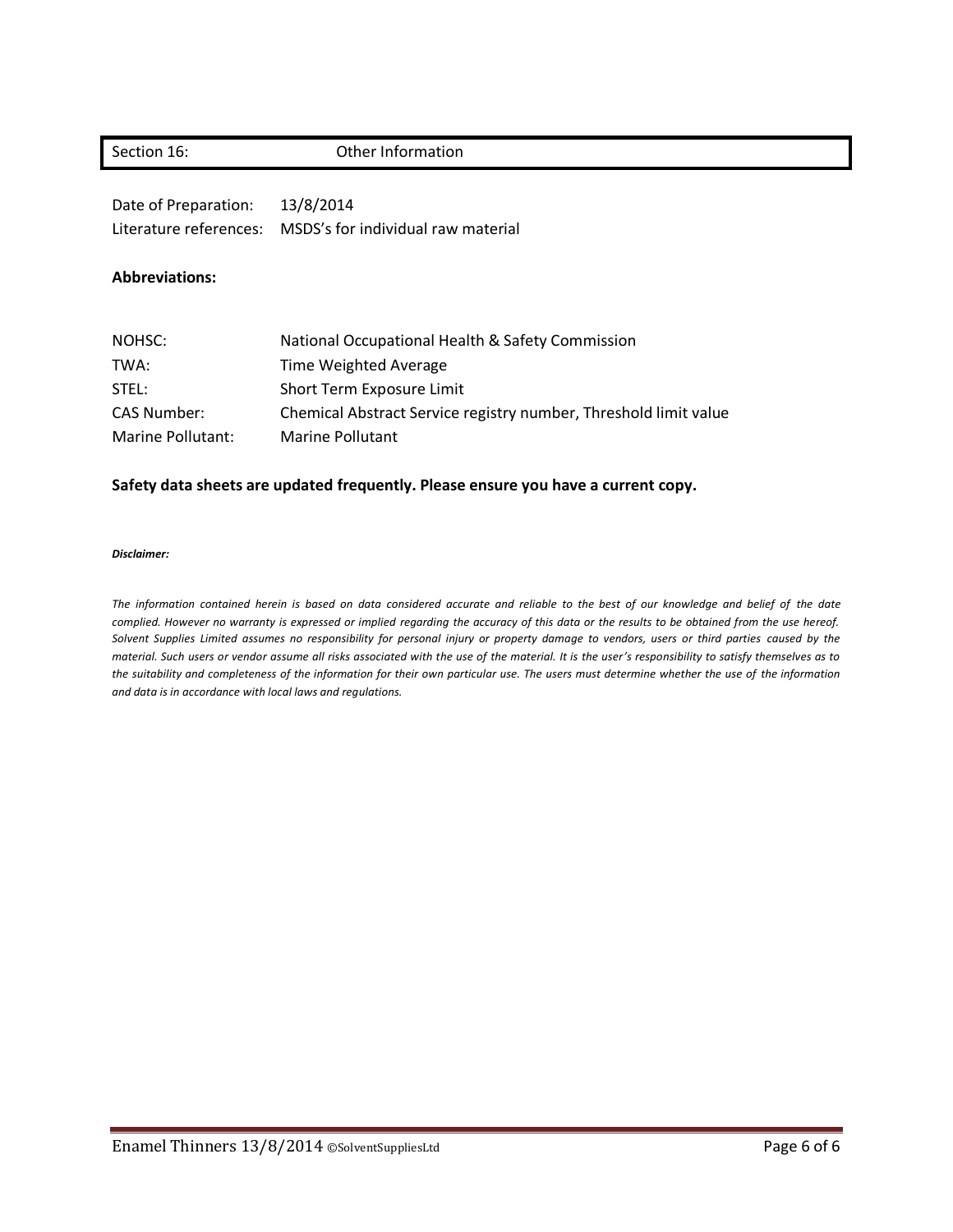## Section 16: Other Information

Date of Preparation: 13/8/2014
Literature references: MSDS's for individual raw material

**Abbreviations:**

| | |
|---|---|
| NOHSC: | National Occupational Health & Safety Commission |
| TWA: | Time Weighted Average |
| STEL: | Short Term Exposure Limit |
| CAS Number: | Chemical Abstract Service registry number, Threshold limit value |
| Marine Pollutant: | Marine Pollutant |

**Safety data sheets are updated frequently. Please ensure you have a current copy.**

***Disclaimer:***

*The information contained herein is based on data considered accurate and reliable to the best of our knowledge and belief of the date complied. However no warranty is expressed or implied regarding the accuracy of this data or the results to be obtained from the use hereof. Solvent Supplies Limited assumes no responsibility for personal injury or property damage to vendors, users or third parties caused by the material. Such users or vendor assume all risks associated with the use of the material. It is the user's responsibility to satisfy themselves as to the suitability and completeness of the information for their own particular use. The users must determine whether the use of the information and data is in accordance with local laws and regulations.*